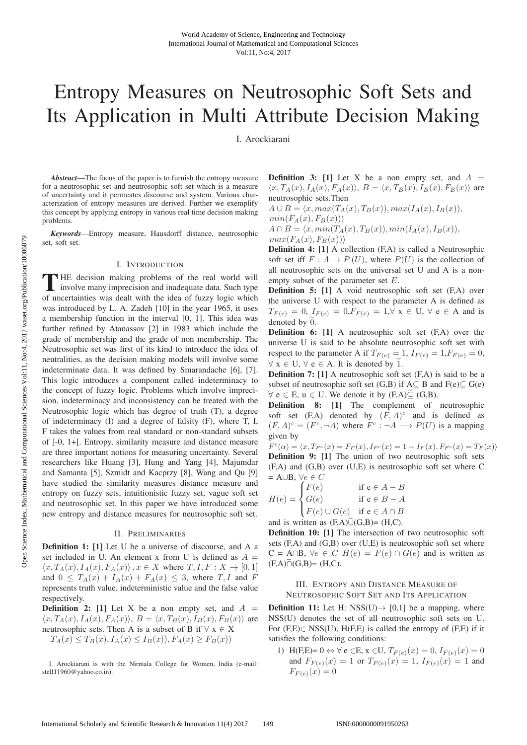# Entropy Measures on Neutrosophic Soft Sets and Its Application in Multi Attribute Decision Making

I. Arockiarani

***Abstract*—The focus of the paper is to furnish the entropy measure for a neutrosophic set and neutrosophic soft set which is a measure of uncertainty and it permeates discourse and system. Various characterization of entropy measures are derived. Further we exemplify this concept by applying entropy in various real time decision making problems.**

***Keywords*—Entropy measure, Hausdorff distance, neutrosophic set, soft set.**

## I. Introduction

The decision making problems of the real world will involve many imprecision and inadequate data. Such type of uncertainties was dealt with the idea of fuzzy logic which was introduced by L. A. Zadeh [10] in the year 1965, it uses a membership function in the interval [0, 1]. This idea was further refined by Atanassov [2] in 1983 which include the grade of membership and the grade of non membership. The Neutrosophic set was first of its kind to introduce the idea of neutralities, as the decision making models will involve some indeterminate data. It was defined by Smarandache [6], [7]. This logic introduces a component called indeterminacy to the concept of fuzzy logic. Problems which involve imprecision, indeterminacy and inconsistency can be treated with the Neutrosophic logic which has degree of truth (T), a degree of indeterminacy (I) and a degree of falsity (F), where T, I, F takes the values from real standard or non-standard subsets of ]-0, 1+[. Entropy, similarity measure and distance measure are three important notions for measuring uncertainty. Several researchers like Huang [3], Hung and Yang [4], Majumdar and Samanta [5], Szmidt and Kacprzy [8], Wang and Qu [9] have studied the similarity measures distance measure and entropy on fuzzy sets, intuitionistic fuzzy set, vague soft set and neutrosophic set. In this paper we have introduced some new entropy and distance measures for neutrosophic soft set.

## II. Preliminaries

**Definition 1: [1]** Let U be a universe of discourse, and A a set included in U. An element x from U is defined as $A = \langle x, T_A(x), I_A(x), F_A(x)\rangle, x \in X$ where $T, I, F : X \to [0, 1]$ and $0 \le T_A(x) + I_A(x) + F_A(x) \le 3$, where $T, I$ and $F$ represents truth value, indeterministic value and the false value respectively.

**Definition 2: [1]** Let X be a non empty set, and $A = \langle x, T_A(x), I_A(x), F_A(x)\rangle$, $B = \langle x, T_B(x), I_B(x), F_B(x)\rangle$ are neutrosophic sets. Then A is a subset of B if $\forall$ x $\in$ X

$T_A(x) \le T_B(x), I_A(x) \le I_B(x)), F_A(x) \ge F_B(x))$

**Definition 3: [1]** Let X be a non empty set, and $A = \langle x, T_A(x), I_A(x), F_A(x)\rangle$, $B = \langle x, T_B(x), I_B(x), F_B(x)\rangle$ are neutrosophic sets.Then

$A \cup B = \langle x, max(T_A(x), T_B(x)), max(I_A(x), I_B(x)), min(F_A(x), F_B(x))\rangle$

$A \cap B = \langle x, min(T_A(x), T_B(x)), min(I_A(x), I_B(x)), max(F_A(x), F_B(x))\rangle$

**Definition 4: [1]** A collection (F,A) is called a Neutrosophic soft set iff $F : A \to P(U)$, where $P(U)$ is the collection of all neutrosophic sets on the universal set U and A is a non-empty subset of the parameter set $E$.

**Definition 5: [1]** A void neutrosophic soft set (F,A) over the universe U with respect to the parameter A is defined as $T_{F(e)} = 0$, $I_{F(e)} = 0$,$F_{F(e)} = 1$,$\forall$ x $\in$ U, $\forall$ e $\in$ A and is denoted by $\widetilde{0}$.

**Definition 6: [1]** A neutrosophic soft set (F,A) over the universe U is said to be absolute neutrosophic soft set with respect to the parameter A if $T_{F(e)} = 1$, $I_{F(e)} = 1$,$F_{F(e)} = 0$, $\forall$ x $\in$ U, $\forall$ e $\in$ A. It is denoted by $\widetilde{1}$.

**Definition 7: [1]** A neutrosophic soft set (F,A) is said to be a subset of neutrosophic soft set (G,B) if A$\subseteq$ B and F(e)$\subseteq$ G(e) $\forall$ e $\in$ E, u $\in$ U. We denote it by (F,A)$\widetilde{\subseteq}$ (G,B).

**Definition 8: [1]** The complement of neutrosophic soft set (F,A) denoted by $(F, A)^c$ and is defined as $(F, A)^c = (F^c, \neg A)$ where $F^c : \neg A \longrightarrow P(U)$ is a mapping given by

$F^c(\alpha) = \langle x, T_{F^c}(x) = F_F(x), I_{F^c}(x) = 1 - I_F(x), F_{F^c}(x) = T_F(x)\rangle$

**Definition 9: [1]** The union of two neutrosophic soft sets (F,A) and (G,B) over (U,E) is neutrosophic soft set where C = A$\cup$B, $\forall e \in C$

$$H(e) = \begin{cases} F(e) & \text{if } e \in A - B \\ G(e) & \text{if } e \in B - A \\ F(e) \cup G(e) & \text{if } e \in A \cap B \end{cases}$$

and is written as (F,A)$\widetilde{\cup}$(G,B)= (H,C).

**Definition 10: [1]** The intersection of two neutrosophic soft sets (F,A) and (G,B) over (U,E) is neutrosophic soft set where C = A$\cap$B, $\forall e \in C$ $H(e) = F(e) \cap G(e)$ and is written as (F,A)$\widetilde{\cap}$(G,B)= (H,C).

## III. Entropy and Distance Measure of Neutrosophic Soft Set and Its Application

**Definition 11:** Let H: NSS(U)$\to$ [0,1] be a mapping, where NSS(U) denotes the set of all neutrosophic soft sets on U. For (F,E)$\in$ NSS(U), H(F,E) is called the entropy of (F,E) if it satisfies the following conditions:

1) H(F,E)= 0 $\Leftrightarrow$ $\forall$ e $\in$E, x $\in$U, $T_{F(e)}(x) = 0$, $I_{F(e)}(x) = 0$ and $F_{F(e)}(x) = 1$ or $T_{F(e)}(x) = 1$, $I_{F(e)}(x) = 1$ and $F_{F(e)}(x) = 0$

I. Arockiarani is with the Nirmala College for Women, India (e-mail: stell11960@yahoo.co.in).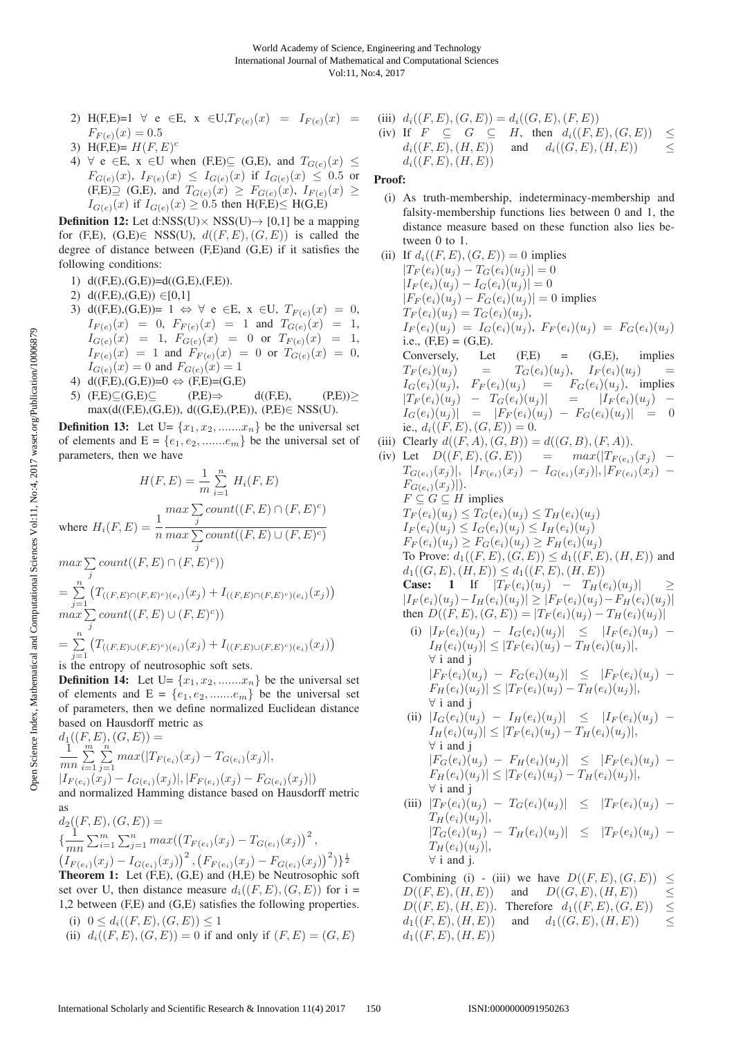2) H(F,E)=1 $\forall$ e $\in$E, x $\in$U,$T_{F(e)}(x) = I_{F(e)}(x) = F_{F(e)}(x) = 0.5$
3) H(F,E)= $H(F,E)^c$
4) $\forall$ e $\in$E, x $\in$U when (F,E)$\subseteq$ (G,E), and $T_{G(e)}(x) \leq F_{G(e)}(x)$, $I_{F(e)}(x) \leq I_{G(e)}(x)$ if $I_{G(e)}(x) \leq 0.5$ or (F,E)$\supseteq$ (G,E), and $T_{G(e)}(x) \geq F_{G(e)}(x)$, $I_{F(e)}(x) \geq I_{G(e)}(x)$ if $I_{G(e)}(x) \geq 0.5$ then H(F,E)$\leq$ H(G,E)

**Definition 12:** Let d:NSS(U)$\times$ NSS(U)$\rightarrow$ [0,1] be a mapping for (F,E), (G,E)$\in$ NSS(U), $d((F,E),(G,E))$ is called the degree of distance between (F,E)and (G,E) if it satisfies the following conditions:

1) d((F,E),(G,E))=d((G,E),(F,E)).
2) d((F,E),(G,E)) $\in$[0,1]
3) d((F,E),(G,E))= 1 $\Leftrightarrow$ $\forall$ e $\in$E, x $\in$U, $T_{F(e)}(x) = 0$, $I_{F(e)}(x) = 0$, $F_{F(e)}(x) = 1$ and $T_{G(e)}(x) = 1$, $I_{G(e)}(x) = 1$, $F_{G(e)}(x) = 0$ or $T_{F(e)}(x) = 1$, $I_{F(e)}(x) = 1$ and $F_{F(e)}(x) = 0$ or $T_{G(e)}(x) = 0$, $I_{G(e)}(x) = 0$ and $F_{G(e)}(x) = 1$
4) d((F,E),(G,E))=0 $\Leftrightarrow$ (F,E)=(G,E)
5) (F,E)$\subseteq$(G,E)$\subseteq$ (P,E)$\Rightarrow$ d((F,E), (P,E))$\geq$ max(d((F,E),(G,E)), d((G,E),(P,E)), (P,E)$\in$ NSS(U).

**Definition 13:** Let U= $\{x_1, x_2, .......x_n\}$ be the universal set of elements and E = $\{e_1, e_2, .......e_m\}$ be the universal set of parameters, then we have

$$H(F,E) = \frac{1}{m}\sum_{i=1}^{n} H_i(F,E)$$

where $H_i(F,E) = \dfrac{1}{n}\dfrac{max\sum_j count((F,E)\cap(F,E)^c)}{max\sum_j count((F,E)\cup(F,E)^c)}$

$$max\sum_j count((F,E)\cap(F,E)^c))$$
$$= \sum_{j=1}^{n}\left(T_{((F,E)\cap(F,E)^c)(e_i)}(x_j) + I_{((F,E)\cap(F,E)^c)(e_i)}(x_j)\right)$$
$$max\sum_j count((F,E)\cup(F,E)^c))$$
$$= \sum_{j=1}^{n}\left(T_{((F,E)\cup(F,E)^c)(e_i)}(x_j) + I_{((F,E)\cup(F,E)^c)(e_i)}(x_j)\right)$$

is the entropy of neutrosophic soft sets.

**Definition 14:** Let U= $\{x_1, x_2, .......x_n\}$ be the universal set of elements and E = $\{e_1, e_2, .......e_m\}$ be the universal set of parameters, then we define normalized Euclidean distance based on Hausdorff metric as

$$d_1((F,E),(G,E)) = \frac{1}{mn}\sum_{i=1}^{m}\sum_{j=1}^{n} max(|T_{F(e_i)}(x_j) - T_{G(e_i)}(x_j)|, |I_{F(e_i)}(x_j) - I_{G(e_i)}(x_j)|, |F_{F(e_i)}(x_j) - F_{G(e_i)}(x_j)|)$$

and normalized Hamming distance based on Hausdorff metric as

$$d_2((F,E),(G,E)) = \{\frac{1}{mn}\sum_{i=1}^{m}\sum_{j=1}^{n} max\big(\left(T_{F(e_i)}(x_j) - T_{G(e_i)}(x_j)\right)^2, \left(I_{F(e_i)}(x_j) - I_{G(e_i)}(x_j)\right)^2, \left(F_{F(e_i)}(x_j) - F_{G(e_i)}(x_j)\right)^2\big)\}^{\frac{1}{2}}$$

**Theorem 1:** Let (F,E), (G,E) and (H,E) be Neutrosophic soft set over U, then distance measure $d_i((F,E),(G,E))$ for i = 1,2 between (F,E) and (G,E) satisfies the following properties.

(i) $0 \leq d_i((F,E),(G,E)) \leq 1$
(ii) $d_i((F,E),(G,E)) = 0$ if and only if $(F,E) = (G,E)$
(iii) $d_i((F,E),(G,E)) = d_i((G,E),(F,E))$
(iv) If $F \subseteq G \subseteq H$, then $d_i((F,E),(G,E)) \leq d_i((F,E),(H,E))$ and $d_i((G,E),(H,E)) \leq d_i((F,E),(H,E))$

**Proof:**

(i) As truth-membership, indeterminacy-membership and falsity-membership functions lies between 0 and 1, the distance measure based on these function also lies between 0 to 1.

(ii) If $d_i((F,E),(G,E)) = 0$ implies
$|T_F(e_i)(u_j) - T_G(e_i)(u_j)| = 0$
$|I_F(e_i)(u_j) - I_G(e_i)(u_j)| = 0$
$|F_F(e_i)(u_j) - F_G(e_i)(u_j)| = 0$ implies
$T_F(e_i)(u_j) = T_G(e_i)(u_j)$,
$I_F(e_i)(u_j) = I_G(e_i)(u_j)$, $F_F(e_i)(u_j) = F_G(e_i)(u_j)$
i.e., (F,E) = (G,E).
Conversely, Let (F,E) = (G,E), implies $T_F(e_i)(u_j) = T_G(e_i)(u_j)$, $I_F(e_i)(u_j) = I_G(e_i)(u_j)$, $F_F(e_i)(u_j) = F_G(e_i)(u_j)$, implies $|T_F(e_i)(u_j) - T_G(e_i)(u_j)| = |I_F(e_i)(u_j) - I_G(e_i)(u_j)| = |F_F(e_i)(u_j) - F_G(e_i)(u_j)| = 0$
ie., $d_i((F,E),(G,E)) = 0$.

(iii) Clearly $d((F,A),(G,B)) = d((G,B),(F,A))$.

(iv) Let $D((F,E),(G,E)) = max(|T_{F(e_i)}(x_j) - T_{G(e_i)}(x_j)|, |I_{F(e_i)}(x_j) - I_{G(e_i)}(x_j)|, |F_{F(e_i)}(x_j) - F_{G(e_i)}(x_j)|)$.
$F \subseteq G \subseteq H$ implies
$T_F(e_i)(u_j) \leq T_G(e_i)(u_j) \leq T_H(e_i)(u_j)$
$I_F(e_i)(u_j) \leq I_G(e_i)(u_j) \leq I_H(e_i)(u_j)$
$F_F(e_i)(u_j) \geq F_G(e_i)(u_j) \geq F_H(e_i)(u_j)$
To Prove: $d_1((F,E),(G,E)) \leq d_1((F,E),(H,E))$ and $d_1((G,E),(H,E)) \leq d_1((F,E),(H,E))$
**Case: 1** If $|T_F(e_i)(u_j) - T_H(e_i)(u_j)| \geq |I_F(e_i)(u_j) - I_H(e_i)(u_j)| \geq |F_F(e_i)(u_j) - F_H(e_i)(u_j)|$ then $D((F,E),(G,E)) = |T_F(e_i)(u_j) - T_H(e_i)(u_j)|$

(i) $|I_F(e_i)(u_j) - I_G(e_i)(u_j)| \leq |I_F(e_i)(u_j) - I_H(e_i)(u_j)| \leq |T_F(e_i)(u_j) - T_H(e_i)(u_j)|$, $\forall$ i and j
$|F_F(e_i)(u_j) - F_G(e_i)(u_j)| \leq |F_F(e_i)(u_j) - F_H(e_i)(u_j)| \leq |T_F(e_i)(u_j) - T_H(e_i)(u_j)|$, $\forall$ i and j

(ii) $|I_G(e_i)(u_j) - I_H(e_i)(u_j)| \leq |I_F(e_i)(u_j) - I_H(e_i)(u_j)| \leq |T_F(e_i)(u_j) - T_H(e_i)(u_j)|$, $\forall$ i and j
$|F_G(e_i)(u_j) - F_H(e_i)(u_j)| \leq |F_F(e_i)(u_j) - F_H(e_i)(u_j)| \leq |T_F(e_i)(u_j) - T_H(e_i)(u_j)|$, $\forall$ i and j

(iii) $|T_F(e_i)(u_j) - T_G(e_i)(u_j)| \leq |T_F(e_i)(u_j) - T_H(e_i)(u_j)|$,
$|T_G(e_i)(u_j) - T_H(e_i)(u_j)| \leq |T_F(e_i)(u_j) - T_H(e_i)(u_j)|$,
$\forall$ i and j.

Combining (i) - (iii) we have $D((F,E),(G,E)) \leq D((F,E),(H,E))$ and $D((G,E),(H,E)) \leq D((F,E),(H,E))$. Therefore $d_1((F,E),(G,E)) \leq d_1((F,E),(H,E))$ and $d_1((G,E),(H,E)) \leq d_1((F,E),(H,E))$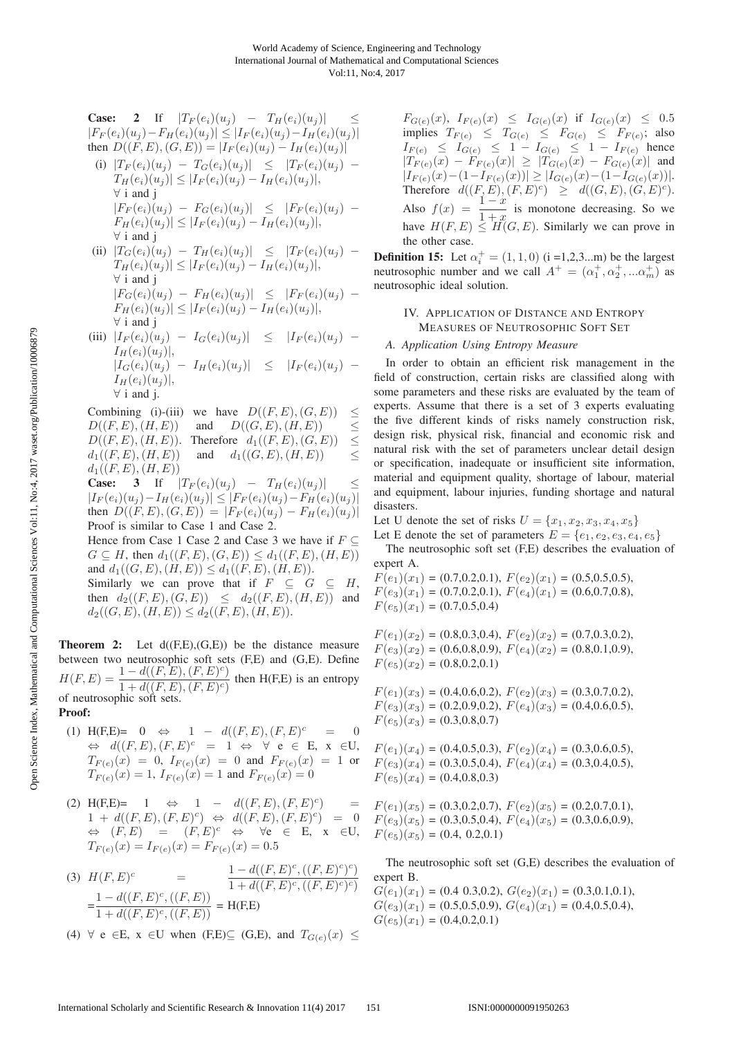**Case: 2** If $|T_F(e_i)(u_j) - T_H(e_i)(u_j)| \leq |F_F(e_i)(u_j) - F_H(e_i)(u_j)| \leq |I_F(e_i)(u_j) - I_H(e_i)(u_j)|$ then $D((F,E),(G,E)) = |I_F(e_i)(u_j) - I_H(e_i)(u_j)|$

(i) $|T_F(e_i)(u_j) - T_G(e_i)(u_j)| \leq |T_F(e_i)(u_j) - T_H(e_i)(u_j)| \leq |I_F(e_i)(u_j) - I_H(e_i)(u_j)|$, $\forall$ i and j
$|F_F(e_i)(u_j) - F_G(e_i)(u_j)| \leq |F_F(e_i)(u_j) - F_H(e_i)(u_j)| \leq |I_F(e_i)(u_j) - I_H(e_i)(u_j)|$, $\forall$ i and j

(ii) $|T_G(e_i)(u_j) - T_H(e_i)(u_j)| \leq |T_F(e_i)(u_j) - T_H(e_i)(u_j)| \leq |I_F(e_i)(u_j) - I_H(e_i)(u_j)|$, $\forall$ i and j
$|F_G(e_i)(u_j) - F_H(e_i)(u_j)| \leq |F_F(e_i)(u_j) - F_H(e_i)(u_j)| \leq |I_F(e_i)(u_j) - I_H(e_i)(u_j)|$, $\forall$ i and j

(iii) $|I_F(e_i)(u_j) - I_G(e_i)(u_j)| \leq |I_F(e_i)(u_j) - I_H(e_i)(u_j)|$,
$|I_G(e_i)(u_j) - I_H(e_i)(u_j)| \leq |I_F(e_i)(u_j) - I_H(e_i)(u_j)|$,
$\forall$ i and j.

Combining (i)-(iii) we have $D((F,E),(G,E)) \leq D((F,E),(H,E))$ and $D((G,E),(H,E)) \leq D((F,E),(H,E))$. Therefore $d_1((F,E),(G,E)) \leq d_1((F,E),(H,E))$ and $d_1((G,E),(H,E)) \leq d_1((F,E),(H,E))$

**Case: 3** If $|T_F(e_i)(u_j) - T_H(e_i)(u_j)| \leq |I_F(e_i)(u_j) - I_H(e_i)(u_j)| \leq |F_F(e_i)(u_j) - F_H(e_i)(u_j)|$ then $D((F,E),(G,E)) = |F_F(e_i)(u_j) - F_H(e_i)(u_j)|$

Proof is similar to Case 1 and Case 2.

Hence from Case 1 Case 2 and Case 3 we have if $F \subseteq G \subseteq H$, then $d_1((F,E),(G,E)) \leq d_1((F,E),(H,E))$ and $d_1((G,E),(H,E)) \leq d_1((F,E),(H,E))$.

Similarly we can prove that if $F \subseteq G \subseteq H$, then $d_2((F,E),(G,E)) \leq d_2((F,E),(H,E))$ and $d_2((G,E),(H,E)) \leq d_2((F,E),(H,E))$.

**Theorem 2:** Let d((F,E),(G,E)) be the distance measure between two neutrosophic soft sets (F,E) and (G,E). Define $H(F,E) = \dfrac{1 - d((F,E),(F,E)^c)}{1 + d((F,E),(F,E)^c)}$ then H(F,E) is an entropy of neutrosophic soft sets.

**Proof:**

(1) H(F,E)= 0 $\Leftrightarrow$ $1 - d((F,E),(F,E)^c = 0$ $\Leftrightarrow$ $d((F,E),(F,E)^c = 1$ $\Leftrightarrow$ $\forall$ e $\in$ E, x $\in$U, $T_{F(e)}(x) = 0$, $I_{F(e)}(x) = 0$ and $F_{F(e)}(x) = 1$ or $T_{F(e)}(x) = 1$, $I_{F(e)}(x) = 1$ and $F_{F(e)}(x) = 0$

(2) H(F,E)= 1 $\Leftrightarrow$ $1 - d((F,E),(F,E)^c) = 1 + d((F,E),(F,E)^c)$ $\Leftrightarrow$ $d((F,E),(F,E)^c) = 0$ $\Leftrightarrow$ $(F,E) = (F,E)^c$ $\Leftrightarrow$ $\forall$e $\in$ E, x $\in$U, $T_{F(e)}(x) = I_{F(e)}(x) = F_{F(e)}(x) = 0.5$

(3) $H(F,E)^c = \dfrac{1 - d((F,E)^c,((F,E)^c)^c)}{1 + d((F,E)^c,((F,E)^c)^c)}$ $= \dfrac{1 - d((F,E)^c,((F,E))}{1 + d((F,E)^c,((F,E))}$ = H(F,E)

(4) $\forall$ e $\in$E, x $\in$U when (F,E)$\subseteq$ (G,E), and $T_{G(e)}(x) \leq F_{G(e)}(x)$, $I_{F(e)}(x) \leq I_{G(e)}(x)$ if $I_{G(e)}(x) \leq 0.5$ implies $T_{F(e)} \leq T_{G(e)} \leq F_{G(e)} \leq F_{F(e)}$; also $I_{F(e)} \leq I_{G(e)} \leq 1 - I_{G(e)} \leq 1 - I_{F(e)}$ hence $|T_{F(e)}(x) - F_{F(e)}(x)| \geq |T_{G(e)}(x) - F_{G(e)}(x)|$ and $|I_{F(e)}(x) - (1 - I_{F(e)}(x))| \geq |I_{G(e)}(x) - (1 - I_{G(e)}(x))|$. Therefore $d((F,E),(F,E)^c) \geq d((G,E),(G,E)^c)$. Also $f(x) = \dfrac{1-x}{1+x}$ is monotone decreasing. So we have $H(F,E) \leq H(G,E)$. Similarly we can prove in the other case.

**Definition 15:** Let $\alpha_i^+ = (1,1,0)$ (i =1,2,3...m) be the largest neutrosophic number and we call $A^+ = (\alpha_1^+, \alpha_2^+, ...\alpha_m^+)$ as neutrosophic ideal solution.

## IV. Application of Distance and Entropy Measures of Neutrosophic Soft Set

### A. Application Using Entropy Measure

In order to obtain an efficient risk management in the field of construction, certain risks are classified along with some parameters and these risks are evaluated by the team of experts. Assume that there is a set of 3 experts evaluating the five different kinds of risks namely construction risk, design risk, physical risk, financial and economic risk and natural risk with the set of parameters unclear detail design or specification, inadequate or insufficient site information, material and equipment quality, shortage of labour, material and equipment, labour injuries, funding shortage and natural disasters.

Let U denote the set of risks $U = \{x_1, x_2, x_3, x_4, x_5\}$

Let E denote the set of parameters $E = \{e_1, e_2, e_3, e_4, e_5\}$

The neutrosophic soft set (F,E) describes the evaluation of expert A.

$F(e_1)(x_1)$ = (0.7,0.2,0.1), $F(e_2)(x_1)$ = (0.5,0.5,0.5), $F(e_3)(x_1)$ = (0.7,0.2,0.1), $F(e_4)(x_1)$ = (0.6,0.7,0.8), $F(e_5)(x_1)$ = (0.7,0.5,0.4)

$F(e_1)(x_2)$ = (0.8,0.3,0.4), $F(e_2)(x_2)$ = (0.7,0.3,0.2), $F(e_3)(x_2)$ = (0.6,0.8,0.9), $F(e_4)(x_2)$ = (0.8,0.1,0.9), $F(e_5)(x_2)$ = (0.8,0.2,0.1)

$F(e_1)(x_3)$ = (0.4,0.6,0.2), $F(e_2)(x_3)$ = (0.3,0.7,0.2), $F(e_3)(x_3)$ = (0.2,0.9,0.2), $F(e_4)(x_3)$ = (0.4,0.6,0.5), $F(e_5)(x_3)$ = (0.3,0.8,0.7)

$F(e_1)(x_4)$ = (0.4,0.5,0.3), $F(e_2)(x_4)$ = (0.3,0.6,0.5), $F(e_3)(x_4)$ = (0.3,0.5,0.4), $F(e_4)(x_4)$ = (0.3,0.4,0.5), $F(e_5)(x_4)$ = (0.4,0.8,0.3)

$F(e_1)(x_5)$ = (0.3,0.2,0.7), $F(e_2)(x_5)$ = (0.2,0.7,0.1), $F(e_3)(x_5)$ = (0.3,0.5,0.4), $F(e_4)(x_5)$ = (0.3,0.6,0.9), $F(e_5)(x_5)$ = (0.4, 0.2,0.1)

The neutrosophic soft set (G,E) describes the evaluation of expert B.

$G(e_1)(x_1)$ = (0.4 0.3,0.2), $G(e_2)(x_1)$ = (0.3,0.1,0.1), $G(e_3)(x_1)$ = (0.5,0.5,0.9), $G(e_4)(x_1)$ = (0.4,0.5,0.4), $G(e_5)(x_1)$ = (0.4,0.2,0.1)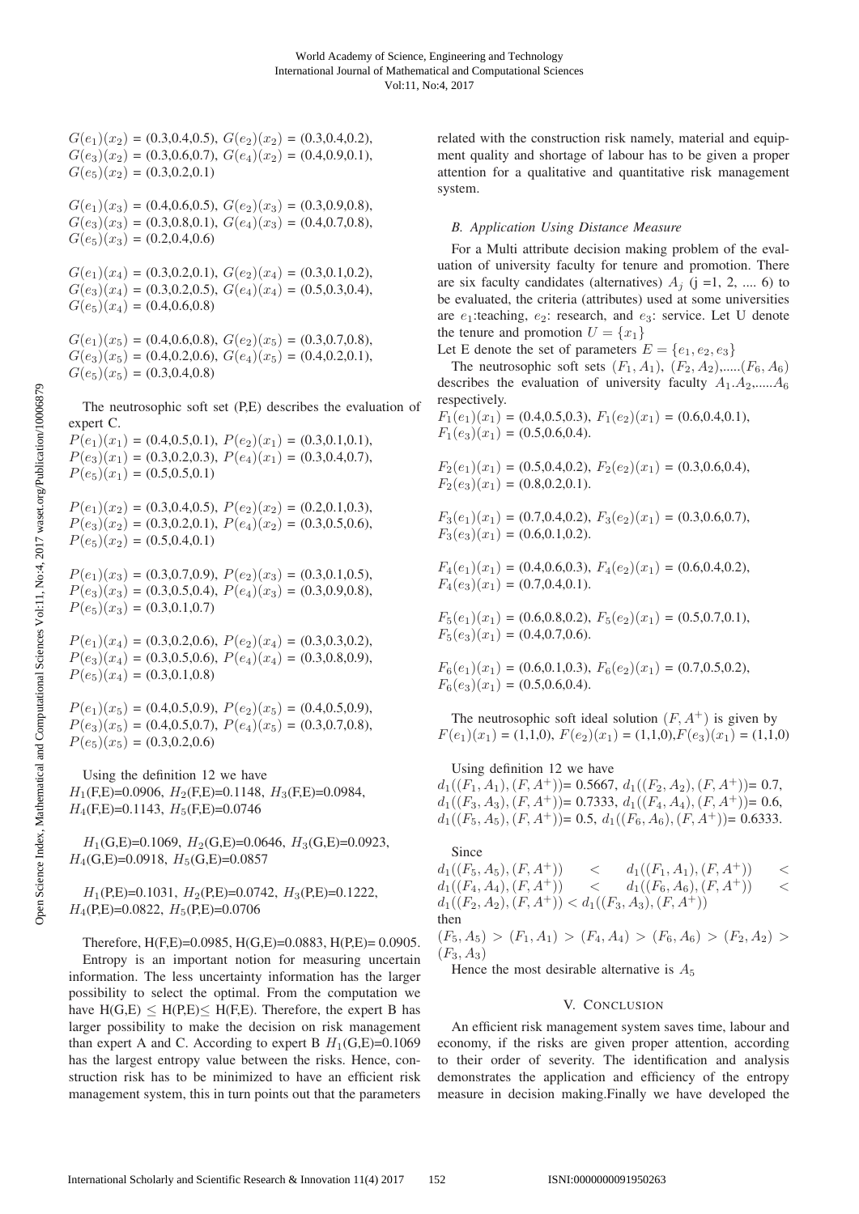$G(e_1)(x_2)$ = (0.3,0.4,0.5), $G(e_2)(x_2)$ = (0.3,0.4,0.2),
$G(e_3)(x_2)$ = (0.3,0.6,0.7), $G(e_4)(x_2)$ = (0.4,0.9,0.1),
$G(e_5)(x_2)$ = (0.3,0.2,0.1)

$G(e_1)(x_3)$ = (0.4,0.6,0.5), $G(e_2)(x_3)$ = (0.3,0.9,0.8),
$G(e_3)(x_3)$ = (0.3,0.8,0.1), $G(e_4)(x_3)$ = (0.4,0.7,0.8),
$G(e_5)(x_3)$ = (0.2,0.4,0.6)

$G(e_1)(x_4)$ = (0.3,0.2,0.1), $G(e_2)(x_4)$ = (0.3,0.1,0.2),
$G(e_3)(x_4)$ = (0.3,0.2,0.5), $G(e_4)(x_4)$ = (0.5,0.3,0.4),
$G(e_5)(x_4)$ = (0.4,0.6,0.8)

$G(e_1)(x_5)$ = (0.4,0.6,0.8), $G(e_2)(x_5)$ = (0.3,0.7,0.8),
$G(e_3)(x_5)$ = (0.4,0.2,0.6), $G(e_4)(x_5)$ = (0.4,0.2,0.1),
$G(e_5)(x_5)$ = (0.3,0.4,0.8)

The neutrosophic soft set (P,E) describes the evaluation of expert C.
$P(e_1)(x_1)$ = (0.4,0.5,0.1), $P(e_2)(x_1)$ = (0.3,0.1,0.1),
$P(e_3)(x_1)$ = (0.3,0.2,0.3), $P(e_4)(x_1)$ = (0.3,0.4,0.7),
$P(e_5)(x_1)$ = (0.5,0.5,0.1)

$P(e_1)(x_2)$ = (0.3,0.4,0.5), $P(e_2)(x_2)$ = (0.2,0.1,0.3),
$P(e_3)(x_2)$ = (0.3,0.2,0.1), $P(e_4)(x_2)$ = (0.3,0.5,0.6),
$P(e_5)(x_2)$ = (0.5,0.4,0.1)

$P(e_1)(x_3)$ = (0.3,0.7,0.9), $P(e_2)(x_3)$ = (0.3,0.1,0.5),
$P(e_3)(x_3)$ = (0.3,0.5,0.4), $P(e_4)(x_3)$ = (0.3,0.9,0.8),
$P(e_5)(x_3)$ = (0.3,0.1,0.7)

$P(e_1)(x_4)$ = (0.3,0.2,0.6), $P(e_2)(x_4)$ = (0.3,0.3,0.2),
$P(e_3)(x_4)$ = (0.3,0.5,0.6), $P(e_4)(x_4)$ = (0.3,0.8,0.9),
$P(e_5)(x_4)$ = (0.3,0.1,0.8)

$P(e_1)(x_5)$ = (0.4,0.5,0.9), $P(e_2)(x_5)$ = (0.4,0.5,0.9),
$P(e_3)(x_5)$ = (0.4,0.5,0.7), $P(e_4)(x_5)$ = (0.3,0.7,0.8),
$P(e_5)(x_5)$ = (0.3,0.2,0.6)

Using the definition 12 we have
$H_1$(F,E)=0.0906, $H_2$(F,E)=0.1148, $H_3$(F,E)=0.0984,
$H_4$(F,E)=0.1143, $H_5$(F,E)=0.0746

$H_1$(G,E)=0.1069, $H_2$(G,E)=0.0646, $H_3$(G,E)=0.0923,
$H_4$(G,E)=0.0918, $H_5$(G,E)=0.0857

$H_1$(P,E)=0.1031, $H_2$(P,E)=0.0742, $H_3$(P,E)=0.1222,
$H_4$(P,E)=0.0822, $H_5$(P,E)=0.0706

Therefore, H(F,E)=0.0985, H(G,E)=0.0883, H(P,E)= 0.0905.

Entropy is an important notion for measuring uncertain information. The less uncertainty information has the larger possibility to select the optimal. From the computation we have H(G,E) $\leq$ H(P,E)$\leq$ H(F,E). Therefore, the expert B has larger possibility to make the decision on risk management than expert A and C. According to expert B $H_1$(G,E)=0.1069 has the largest entropy value between the risks. Hence, construction risk has to be minimized to have an efficient risk management system, this in turn points out that the parameters related with the construction risk namely, material and equipment quality and shortage of labour has to be given a proper attention for a qualitative and quantitative risk management system.

### *B. Application Using Distance Measure*

For a Multi attribute decision making problem of the evaluation of university faculty for tenure and promotion. There are six faculty candidates (alternatives) $A_j$ (j =1, 2, .... 6) to be evaluated, the criteria (attributes) used at some universities are $e_1$:teaching, $e_2$: research, and $e_3$: service. Let U denote the tenure and promotion $U = \{x_1\}$

Let E denote the set of parameters $E = \{e_1, e_2, e_3\}$

The neutrosophic soft sets $(F_1, A_1)$, $(F_2, A_2)$,.....$(F_6, A_6)$ describes the evaluation of university faculty $A_1.A_2$,.....$A_6$ respectively.

$F_1(e_1)(x_1)$ = (0.4,0.5,0.3), $F_1(e_2)(x_1)$ = (0.6,0.4,0.1),
$F_1(e_3)(x_1)$ = (0.5,0.6,0.4).

$F_2(e_1)(x_1)$ = (0.5,0.4,0.2), $F_2(e_2)(x_1)$ = (0.3,0.6,0.4),
$F_2(e_3)(x_1)$ = (0.8,0.2,0.1).

$F_3(e_1)(x_1)$ = (0.7,0.4,0.2), $F_3(e_2)(x_1)$ = (0.3,0.6,0.7),
$F_3(e_3)(x_1)$ = (0.6,0.1,0.2).

$F_4(e_1)(x_1)$ = (0.4,0.6,0.3), $F_4(e_2)(x_1)$ = (0.6,0.4,0.2),
$F_4(e_3)(x_1)$ = (0.7,0.4,0.1).

$F_5(e_1)(x_1)$ = (0.6,0.8,0.2), $F_5(e_2)(x_1)$ = (0.5,0.7,0.1),
$F_5(e_3)(x_1)$ = (0.4,0.7,0.6).

$F_6(e_1)(x_1)$ = (0.6,0.1,0.3), $F_6(e_2)(x_1)$ = (0.7,0.5,0.2),
$F_6(e_3)(x_1)$ = (0.5,0.6,0.4).

The neutrosophic soft ideal solution $(F, A^+)$ is given by
$F(e_1)(x_1)$ = (1,1,0), $F(e_2)(x_1)$ = (1,1,0),$F(e_3)(x_1)$ = (1,1,0)

Using definition 12 we have
$d_1((F_1, A_1), (F, A^+))$= 0.5667, $d_1((F_2, A_2), (F, A^+))$= 0.7,
$d_1((F_3, A_3), (F, A^+))$= 0.7333, $d_1((F_4, A_4), (F, A^+))$= 0.6,
$d_1((F_5, A_5), (F, A^+))$= 0.5, $d_1((F_6, A_6), (F, A^+))$= 0.6333.

Since
$d_1((F_5, A_5), (F, A^+)) < d_1((F_1, A_1), (F, A^+)) < d_1((F_4, A_4), (F, A^+)) < d_1((F_6, A_6), (F, A^+)) < d_1((F_2, A_2), (F, A^+)) < d_1((F_3, A_3), (F, A^+))$
then
$(F_5, A_5) > (F_1, A_1) > (F_4, A_4) > (F_6, A_6) > (F_2, A_2) > (F_3, A_3)$

Hence the most desirable alternative is $A_5$

## V. Conclusion

An efficient risk management system saves time, labour and economy, if the risks are given proper attention, according to their order of severity. The identification and analysis demonstrates the application and efficiency of the entropy measure in decision making.Finally we have developed the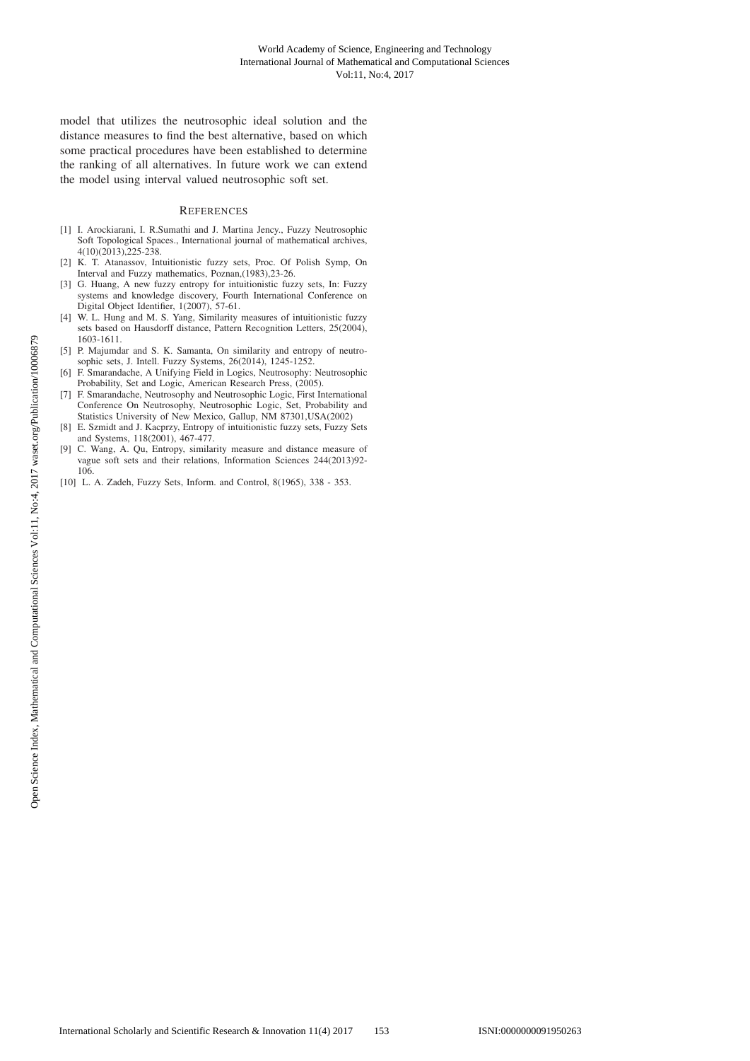model that utilizes the neutrosophic ideal solution and the distance measures to find the best alternative, based on which some practical procedures have been established to determine the ranking of all alternatives. In future work we can extend the model using interval valued neutrosophic soft set.

## REFERENCES

[1] I. Arockiarani, I. R.Sumathi and J. Martina Jency., Fuzzy Neutrosophic Soft Topological Spaces., International journal of mathematical archives, 4(10)(2013),225-238.

[2] K. T. Atanassov, Intuitionistic fuzzy sets, Proc. Of Polish Symp, On Interval and Fuzzy mathematics, Poznan,(1983),23-26.

[3] G. Huang, A new fuzzy entropy for intuitionistic fuzzy sets, In: Fuzzy systems and knowledge discovery, Fourth International Conference on Digital Object Identifier, 1(2007), 57-61.

[4] W. L. Hung and M. S. Yang, Similarity measures of intuitionistic fuzzy sets based on Hausdorff distance, Pattern Recognition Letters, 25(2004), 1603-1611.

[5] P. Majumdar and S. K. Samanta, On similarity and entropy of neutrosophic sets, J. Intell. Fuzzy Systems, 26(2014), 1245-1252.

[6] F. Smarandache, A Unifying Field in Logics, Neutrosophy: Neutrosophic Probability, Set and Logic, American Research Press, (2005).

[7] F. Smarandache, Neutrosophy and Neutrosophic Logic, First International Conference On Neutrosophy, Neutrosophic Logic, Set, Probability and Statistics University of New Mexico, Gallup, NM 87301,USA(2002)

[8] E. Szmidt and J. Kacprzy, Entropy of intuitionistic fuzzy sets, Fuzzy Sets and Systems, 118(2001), 467-477.

[9] C. Wang, A. Qu, Entropy, similarity measure and distance measure of vague soft sets and their relations, Information Sciences 244(2013)92-106.

[10] L. A. Zadeh, Fuzzy Sets, Inform. and Control, 8(1965), 338 - 353.